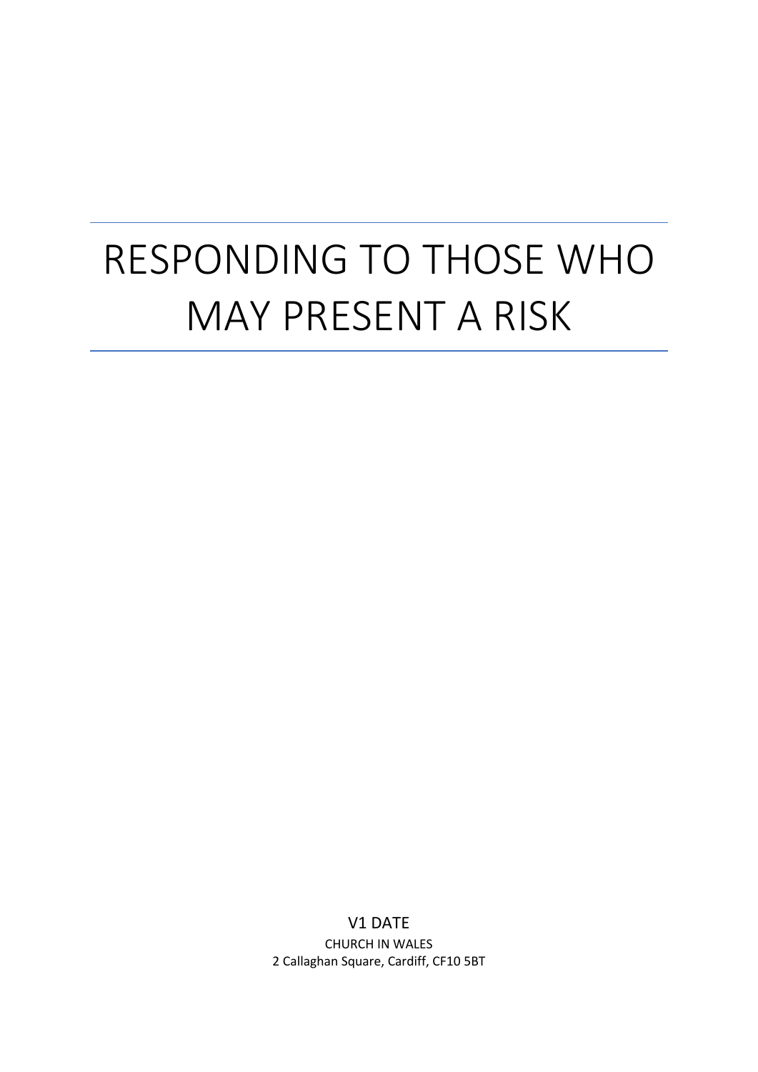# RESPONDING TO THOSE WHO MAY PRESENT A RISK

V1 DATE

CHURCH IN WALES

2 Callaghan Square, Cardiff, CF10 5BT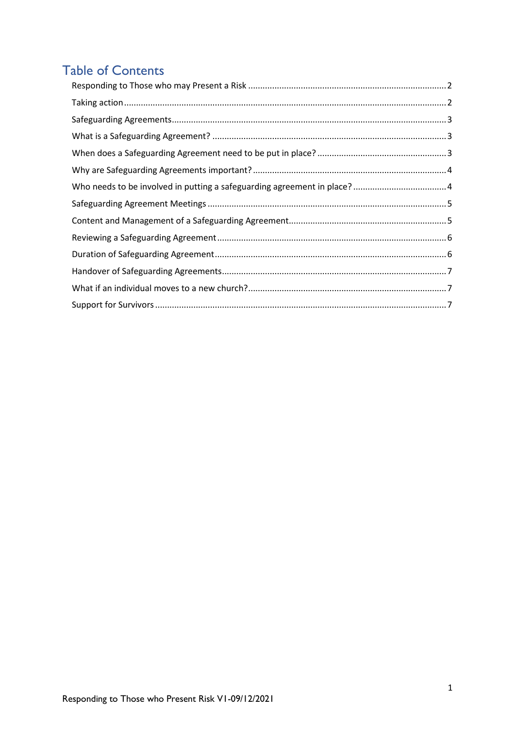# Table of Contents

Responding to Those who may Present a Risk ........ 2

Taking action ........ 2

Safeguarding Agreements ........ 3

What is a Safeguarding Agreement? ........ 3

When does a Safeguarding Agreement need to be put in place? ........ 3

Why are Safeguarding Agreements important? ........ 4

Who needs to be involved in putting a safeguarding agreement in place? ........ 4

Safeguarding Agreement Meetings ........ 5

Content and Management of a Safeguarding Agreement ........ 5

Reviewing a Safeguarding Agreement ........ 6

Duration of Safeguarding Agreement ........ 6

Handover of Safeguarding Agreements ........ 7

What if an individual moves to a new church? ........ 7

Support for Survivors ........ 7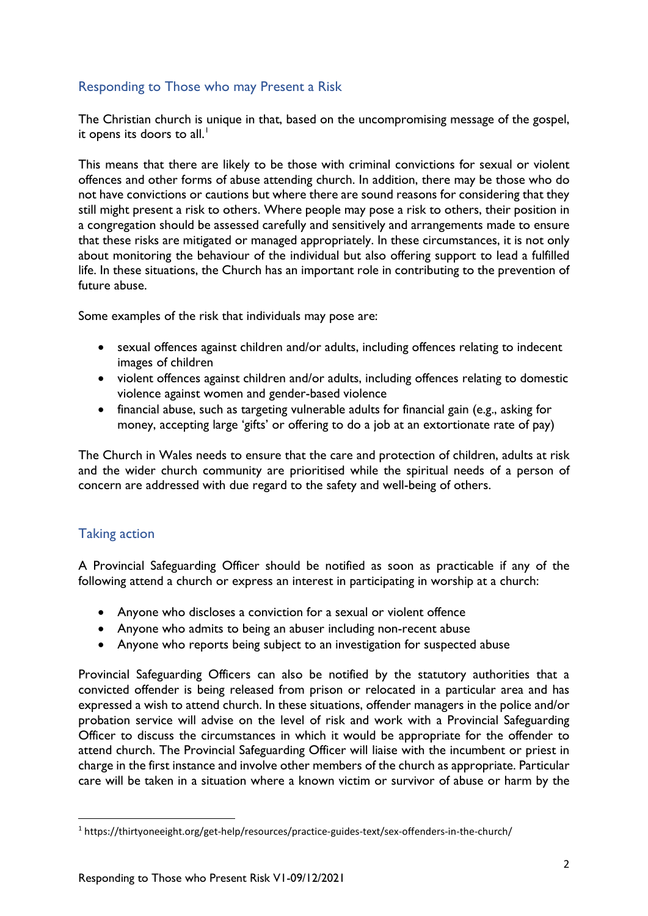## Responding to Those who may Present a Risk

The Christian church is unique in that, based on the uncompromising message of the gospel, it opens its doors to all.[1]

This means that there are likely to be those with criminal convictions for sexual or violent offences and other forms of abuse attending church. In addition, there may be those who do not have convictions or cautions but where there are sound reasons for considering that they still might present a risk to others. Where people may pose a risk to others, their position in a congregation should be assessed carefully and sensitively and arrangements made to ensure that these risks are mitigated or managed appropriately. In these circumstances, it is not only about monitoring the behaviour of the individual but also offering support to lead a fulfilled life. In these situations, the Church has an important role in contributing to the prevention of future abuse.

Some examples of the risk that individuals may pose are:

- sexual offences against children and/or adults, including offences relating to indecent images of children
- violent offences against children and/or adults, including offences relating to domestic violence against women and gender-based violence
- financial abuse, such as targeting vulnerable adults for financial gain (e.g., asking for money, accepting large 'gifts' or offering to do a job at an extortionate rate of pay)

The Church in Wales needs to ensure that the care and protection of children, adults at risk and the wider church community are prioritised while the spiritual needs of a person of concern are addressed with due regard to the safety and well-being of others.

## Taking action

A Provincial Safeguarding Officer should be notified as soon as practicable if any of the following attend a church or express an interest in participating in worship at a church:

- Anyone who discloses a conviction for a sexual or violent offence
- Anyone who admits to being an abuser including non-recent abuse
- Anyone who reports being subject to an investigation for suspected abuse

Provincial Safeguarding Officers can also be notified by the statutory authorities that a convicted offender is being released from prison or relocated in a particular area and has expressed a wish to attend church. In these situations, offender managers in the police and/or probation service will advise on the level of risk and work with a Provincial Safeguarding Officer to discuss the circumstances in which it would be appropriate for the offender to attend church. The Provincial Safeguarding Officer will liaise with the incumbent or priest in charge in the first instance and involve other members of the church as appropriate. Particular care will be taken in a situation where a known victim or survivor of abuse or harm by the

[1] https://thirtyoneeight.org/get-help/resources/practice-guides-text/sex-offenders-in-the-church/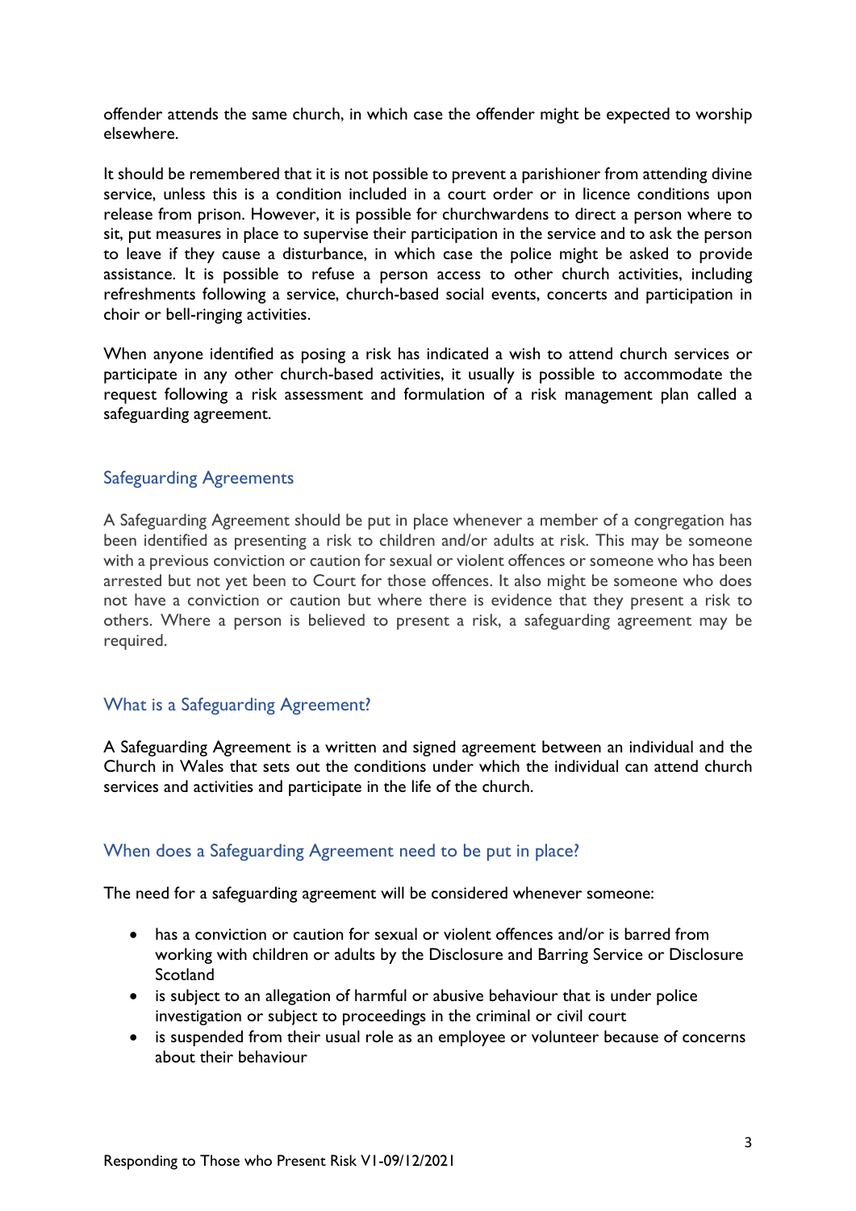offender attends the same church, in which case the offender might be expected to worship elsewhere.

It should be remembered that it is not possible to prevent a parishioner from attending divine service, unless this is a condition included in a court order or in licence conditions upon release from prison. However, it is possible for churchwardens to direct a person where to sit, put measures in place to supervise their participation in the service and to ask the person to leave if they cause a disturbance, in which case the police might be asked to provide assistance. It is possible to refuse a person access to other church activities, including refreshments following a service, church-based social events, concerts and participation in choir or bell-ringing activities.

When anyone identified as posing a risk has indicated a wish to attend church services or participate in any other church-based activities, it usually is possible to accommodate the request following a risk assessment and formulation of a risk management plan called a safeguarding agreement.

## Safeguarding Agreements

A Safeguarding Agreement should be put in place whenever a member of a congregation has been identified as presenting a risk to children and/or adults at risk. This may be someone with a previous conviction or caution for sexual or violent offences or someone who has been arrested but not yet been to Court for those offences. It also might be someone who does not have a conviction or caution but where there is evidence that they present a risk to others. Where a person is believed to present a risk, a safeguarding agreement may be required.

## What is a Safeguarding Agreement?

A Safeguarding Agreement is a written and signed agreement between an individual and the Church in Wales that sets out the conditions under which the individual can attend church services and activities and participate in the life of the church.

## When does a Safeguarding Agreement need to be put in place?

The need for a safeguarding agreement will be considered whenever someone:

- has a conviction or caution for sexual or violent offences and/or is barred from working with children or adults by the Disclosure and Barring Service or Disclosure Scotland
- is subject to an allegation of harmful or abusive behaviour that is under police investigation or subject to proceedings in the criminal or civil court
- is suspended from their usual role as an employee or volunteer because of concerns about their behaviour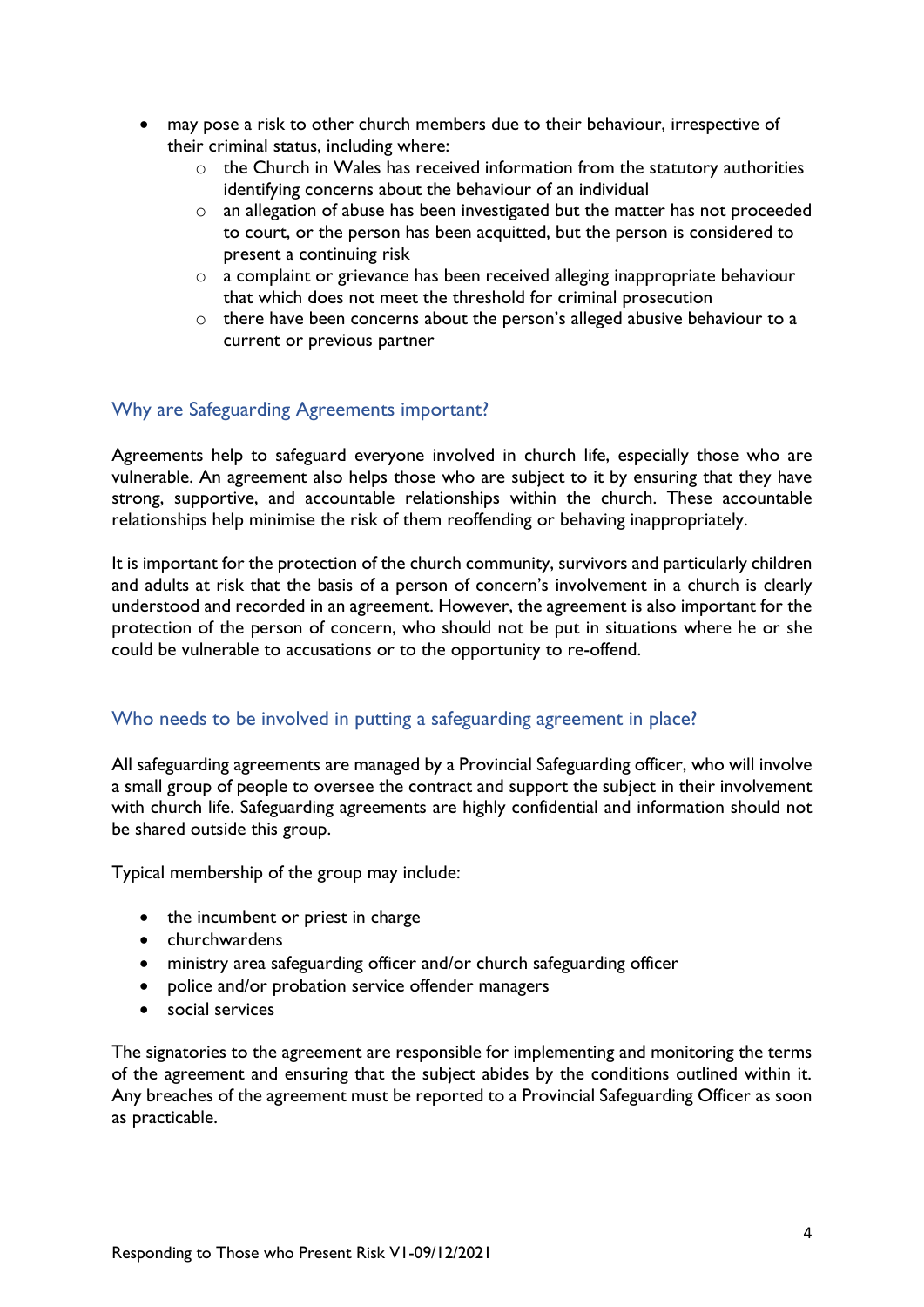- may pose a risk to other church members due to their behaviour, irrespective of their criminal status, including where:
    - the Church in Wales has received information from the statutory authorities identifying concerns about the behaviour of an individual
    - an allegation of abuse has been investigated but the matter has not proceeded to court, or the person has been acquitted, but the person is considered to present a continuing risk
    - a complaint or grievance has been received alleging inappropriate behaviour that which does not meet the threshold for criminal prosecution
    - there have been concerns about the person's alleged abusive behaviour to a current or previous partner

## Why are Safeguarding Agreements important?

Agreements help to safeguard everyone involved in church life, especially those who are vulnerable. An agreement also helps those who are subject to it by ensuring that they have strong, supportive, and accountable relationships within the church. These accountable relationships help minimise the risk of them reoffending or behaving inappropriately.

It is important for the protection of the church community, survivors and particularly children and adults at risk that the basis of a person of concern's involvement in a church is clearly understood and recorded in an agreement. However, the agreement is also important for the protection of the person of concern, who should not be put in situations where he or she could be vulnerable to accusations or to the opportunity to re-offend.

## Who needs to be involved in putting a safeguarding agreement in place?

All safeguarding agreements are managed by a Provincial Safeguarding officer, who will involve a small group of people to oversee the contract and support the subject in their involvement with church life. Safeguarding agreements are highly confidential and information should not be shared outside this group.

Typical membership of the group may include:

- the incumbent or priest in charge
- churchwardens
- ministry area safeguarding officer and/or church safeguarding officer
- police and/or probation service offender managers
- social services

The signatories to the agreement are responsible for implementing and monitoring the terms of the agreement and ensuring that the subject abides by the conditions outlined within it. Any breaches of the agreement must be reported to a Provincial Safeguarding Officer as soon as practicable.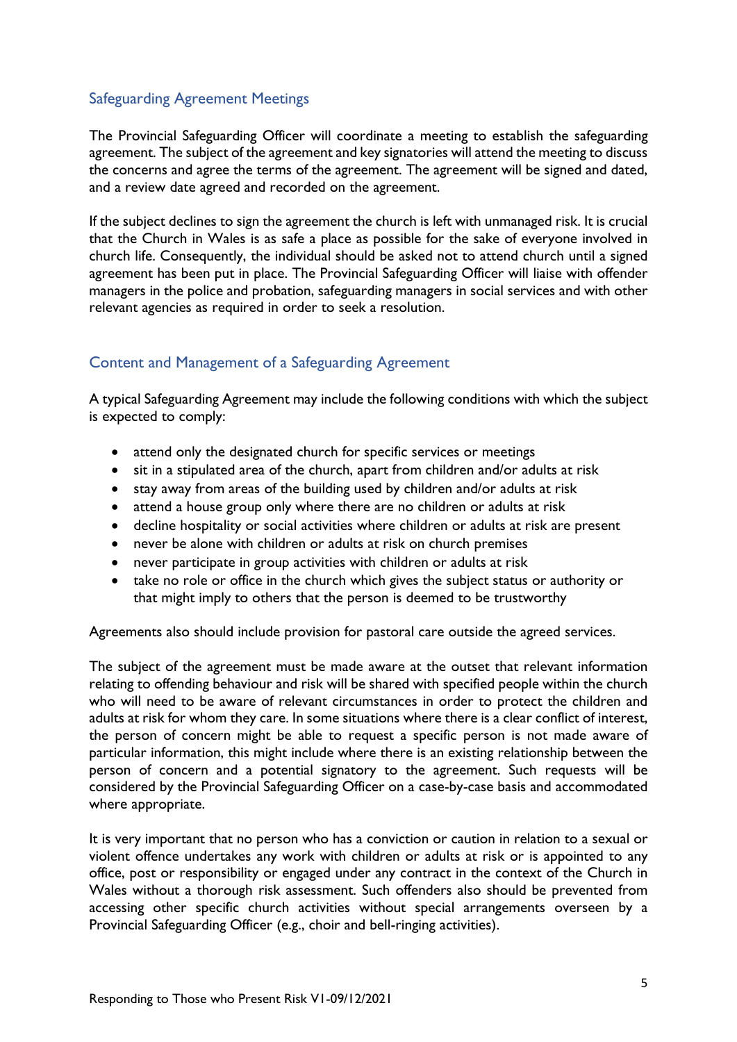## Safeguarding Agreement Meetings

The Provincial Safeguarding Officer will coordinate a meeting to establish the safeguarding agreement. The subject of the agreement and key signatories will attend the meeting to discuss the concerns and agree the terms of the agreement. The agreement will be signed and dated, and a review date agreed and recorded on the agreement.

If the subject declines to sign the agreement the church is left with unmanaged risk. It is crucial that the Church in Wales is as safe a place as possible for the sake of everyone involved in church life. Consequently, the individual should be asked not to attend church until a signed agreement has been put in place. The Provincial Safeguarding Officer will liaise with offender managers in the police and probation, safeguarding managers in social services and with other relevant agencies as required in order to seek a resolution.

## Content and Management of a Safeguarding Agreement

A typical Safeguarding Agreement may include the following conditions with which the subject is expected to comply:

- attend only the designated church for specific services or meetings
- sit in a stipulated area of the church, apart from children and/or adults at risk
- stay away from areas of the building used by children and/or adults at risk
- attend a house group only where there are no children or adults at risk
- decline hospitality or social activities where children or adults at risk are present
- never be alone with children or adults at risk on church premises
- never participate in group activities with children or adults at risk
- take no role or office in the church which gives the subject status or authority or that might imply to others that the person is deemed to be trustworthy

Agreements also should include provision for pastoral care outside the agreed services.

The subject of the agreement must be made aware at the outset that relevant information relating to offending behaviour and risk will be shared with specified people within the church who will need to be aware of relevant circumstances in order to protect the children and adults at risk for whom they care. In some situations where there is a clear conflict of interest, the person of concern might be able to request a specific person is not made aware of particular information, this might include where there is an existing relationship between the person of concern and a potential signatory to the agreement. Such requests will be considered by the Provincial Safeguarding Officer on a case-by-case basis and accommodated where appropriate.

It is very important that no person who has a conviction or caution in relation to a sexual or violent offence undertakes any work with children or adults at risk or is appointed to any office, post or responsibility or engaged under any contract in the context of the Church in Wales without a thorough risk assessment. Such offenders also should be prevented from accessing other specific church activities without special arrangements overseen by a Provincial Safeguarding Officer (e.g., choir and bell-ringing activities).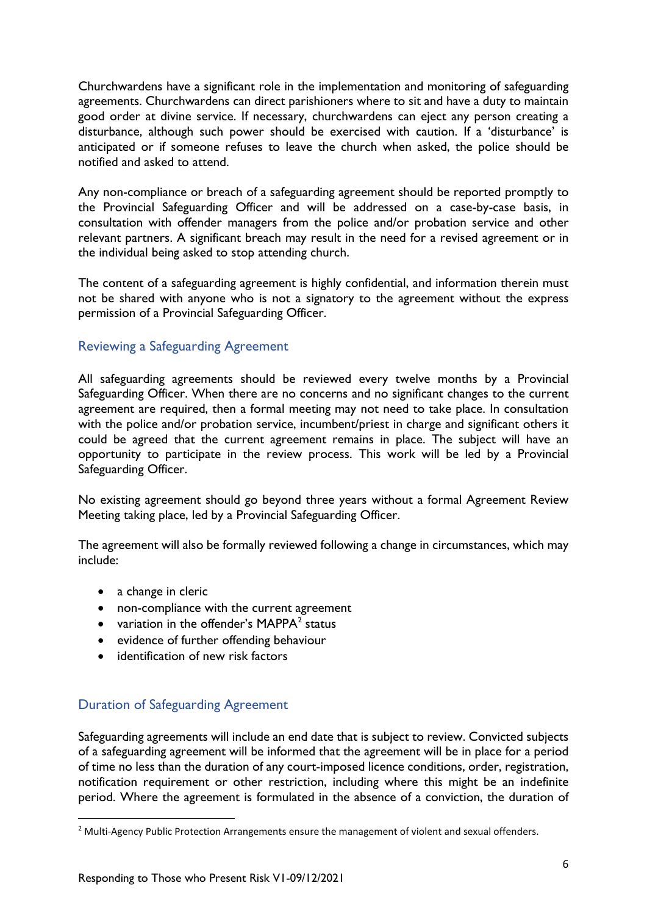Churchwardens have a significant role in the implementation and monitoring of safeguarding agreements. Churchwardens can direct parishioners where to sit and have a duty to maintain good order at divine service. If necessary, churchwardens can eject any person creating a disturbance, although such power should be exercised with caution. If a 'disturbance' is anticipated or if someone refuses to leave the church when asked, the police should be notified and asked to attend.

Any non-compliance or breach of a safeguarding agreement should be reported promptly to the Provincial Safeguarding Officer and will be addressed on a case-by-case basis, in consultation with offender managers from the police and/or probation service and other relevant partners. A significant breach may result in the need for a revised agreement or in the individual being asked to stop attending church.

The content of a safeguarding agreement is highly confidential, and information therein must not be shared with anyone who is not a signatory to the agreement without the express permission of a Provincial Safeguarding Officer.

## Reviewing a Safeguarding Agreement

All safeguarding agreements should be reviewed every twelve months by a Provincial Safeguarding Officer. When there are no concerns and no significant changes to the current agreement are required, then a formal meeting may not need to take place. In consultation with the police and/or probation service, incumbent/priest in charge and significant others it could be agreed that the current agreement remains in place. The subject will have an opportunity to participate in the review process. This work will be led by a Provincial Safeguarding Officer.

No existing agreement should go beyond three years without a formal Agreement Review Meeting taking place, led by a Provincial Safeguarding Officer.

The agreement will also be formally reviewed following a change in circumstances, which may include:

- a change in cleric
- non-compliance with the current agreement
- variation in the offender's MAPPA[2] status
- evidence of further offending behaviour
- identification of new risk factors

## Duration of Safeguarding Agreement

Safeguarding agreements will include an end date that is subject to review. Convicted subjects of a safeguarding agreement will be informed that the agreement will be in place for a period of time no less than the duration of any court-imposed licence conditions, order, registration, notification requirement or other restriction, including where this might be an indefinite period. Where the agreement is formulated in the absence of a conviction, the duration of

[2] Multi-Agency Public Protection Arrangements ensure the management of violent and sexual offenders.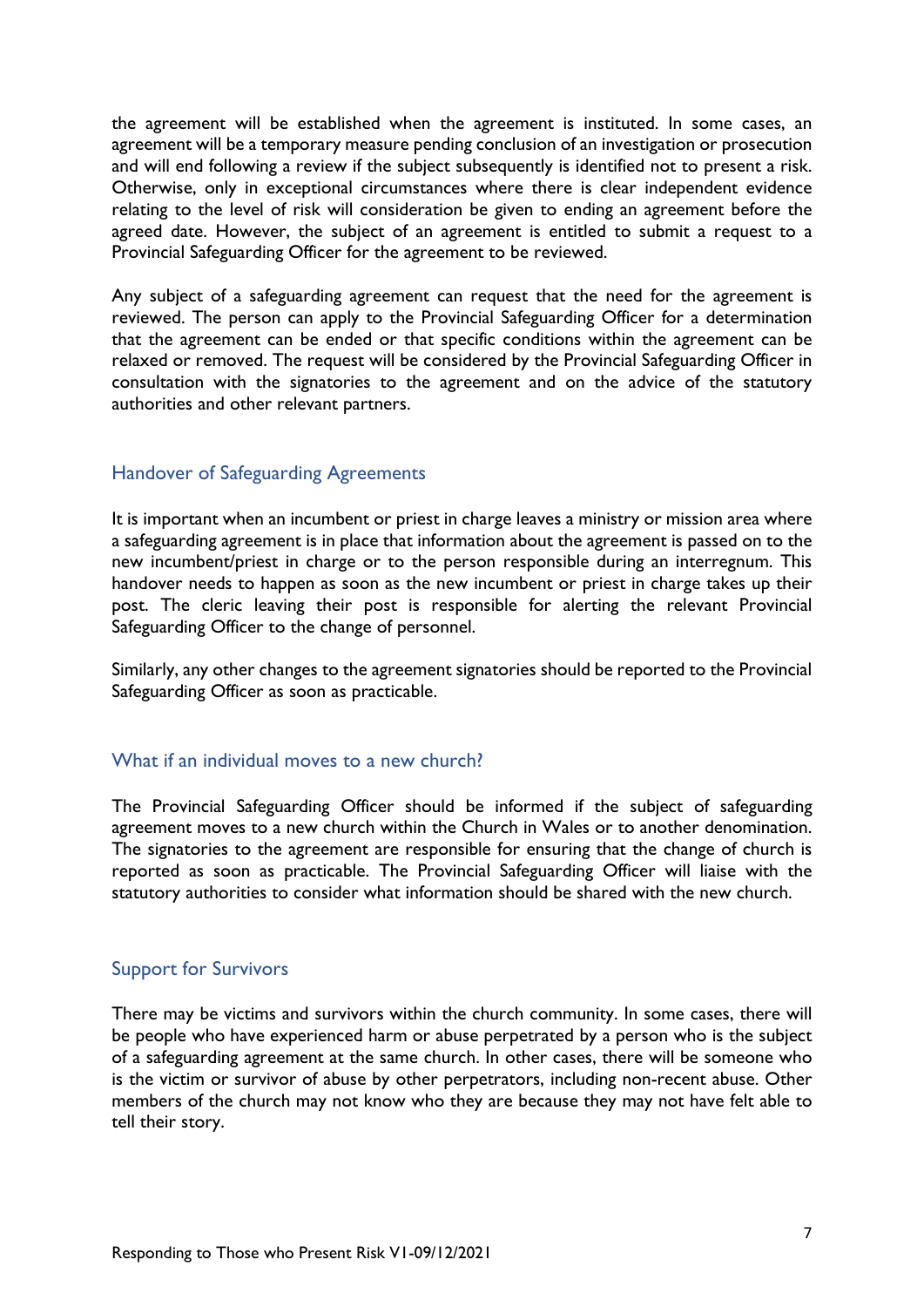the agreement will be established when the agreement is instituted. In some cases, an agreement will be a temporary measure pending conclusion of an investigation or prosecution and will end following a review if the subject subsequently is identified not to present a risk. Otherwise, only in exceptional circumstances where there is clear independent evidence relating to the level of risk will consideration be given to ending an agreement before the agreed date. However, the subject of an agreement is entitled to submit a request to a Provincial Safeguarding Officer for the agreement to be reviewed.

Any subject of a safeguarding agreement can request that the need for the agreement is reviewed. The person can apply to the Provincial Safeguarding Officer for a determination that the agreement can be ended or that specific conditions within the agreement can be relaxed or removed. The request will be considered by the Provincial Safeguarding Officer in consultation with the signatories to the agreement and on the advice of the statutory authorities and other relevant partners.

## Handover of Safeguarding Agreements

It is important when an incumbent or priest in charge leaves a ministry or mission area where a safeguarding agreement is in place that information about the agreement is passed on to the new incumbent/priest in charge or to the person responsible during an interregnum. This handover needs to happen as soon as the new incumbent or priest in charge takes up their post. The cleric leaving their post is responsible for alerting the relevant Provincial Safeguarding Officer to the change of personnel.

Similarly, any other changes to the agreement signatories should be reported to the Provincial Safeguarding Officer as soon as practicable.

## What if an individual moves to a new church?

The Provincial Safeguarding Officer should be informed if the subject of safeguarding agreement moves to a new church within the Church in Wales or to another denomination. The signatories to the agreement are responsible for ensuring that the change of church is reported as soon as practicable. The Provincial Safeguarding Officer will liaise with the statutory authorities to consider what information should be shared with the new church.

## Support for Survivors

There may be victims and survivors within the church community. In some cases, there will be people who have experienced harm or abuse perpetrated by a person who is the subject of a safeguarding agreement at the same church. In other cases, there will be someone who is the victim or survivor of abuse by other perpetrators, including non-recent abuse. Other members of the church may not know who they are because they may not have felt able to tell their story.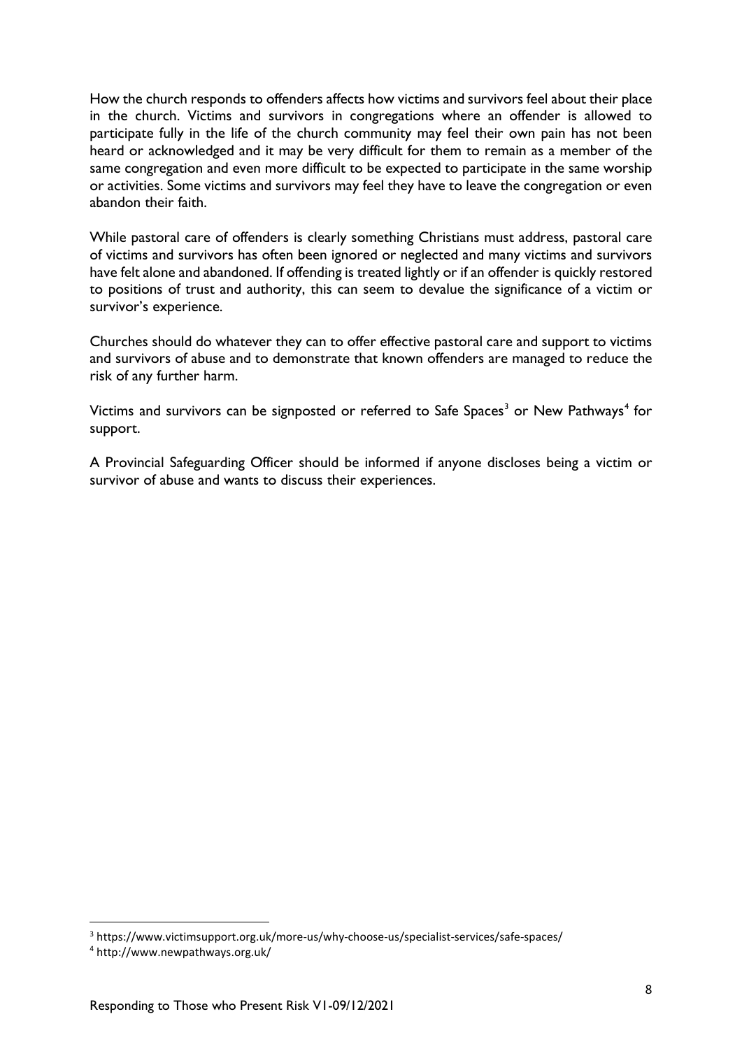How the church responds to offenders affects how victims and survivors feel about their place in the church. Victims and survivors in congregations where an offender is allowed to participate fully in the life of the church community may feel their own pain has not been heard or acknowledged and it may be very difficult for them to remain as a member of the same congregation and even more difficult to be expected to participate in the same worship or activities. Some victims and survivors may feel they have to leave the congregation or even abandon their faith.

While pastoral care of offenders is clearly something Christians must address, pastoral care of victims and survivors has often been ignored or neglected and many victims and survivors have felt alone and abandoned. If offending is treated lightly or if an offender is quickly restored to positions of trust and authority, this can seem to devalue the significance of a victim or survivor's experience.

Churches should do whatever they can to offer effective pastoral care and support to victims and survivors of abuse and to demonstrate that known offenders are managed to reduce the risk of any further harm.

Victims and survivors can be signposted or referred to Safe Spaces[3] or New Pathways[4] for support.

A Provincial Safeguarding Officer should be informed if anyone discloses being a victim or survivor of abuse and wants to discuss their experiences.

---

[3] https://www.victimsupport.org.uk/more-us/why-choose-us/specialist-services/safe-spaces/

[4] http://www.newpathways.org.uk/